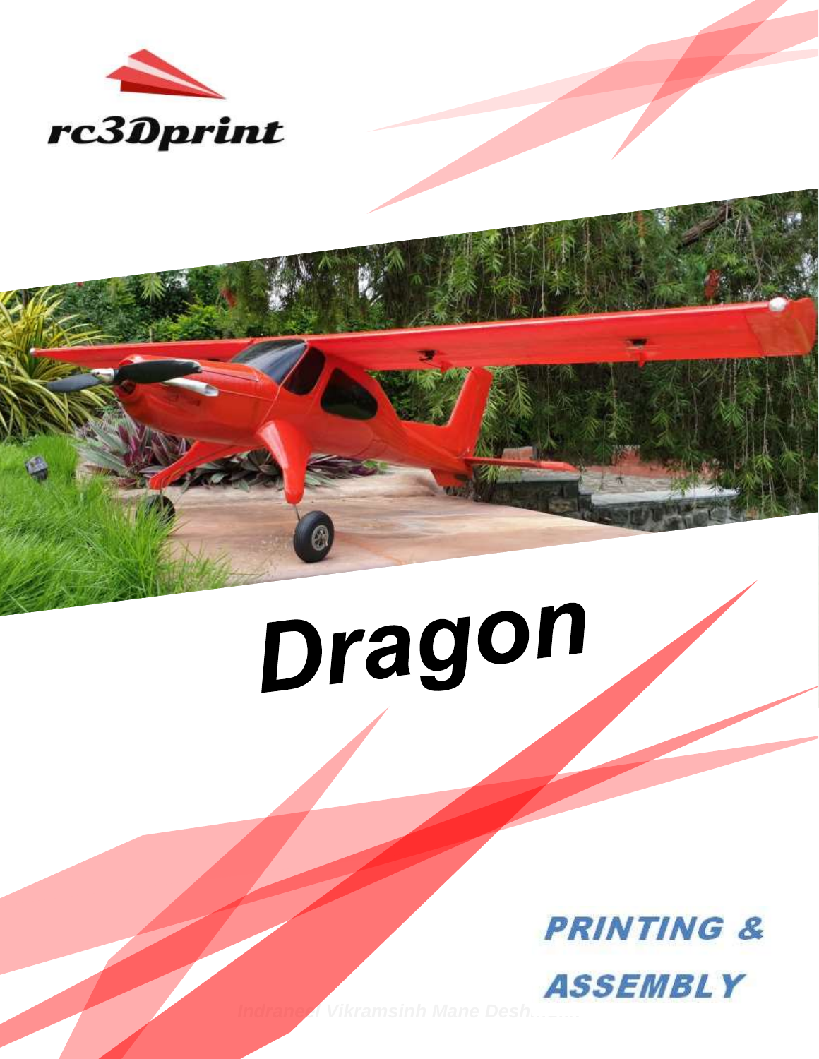rc3Dprint

# Dragon

## PRINTING & ASSEMBLY

Indraneel Vikramsinh Mane Desh...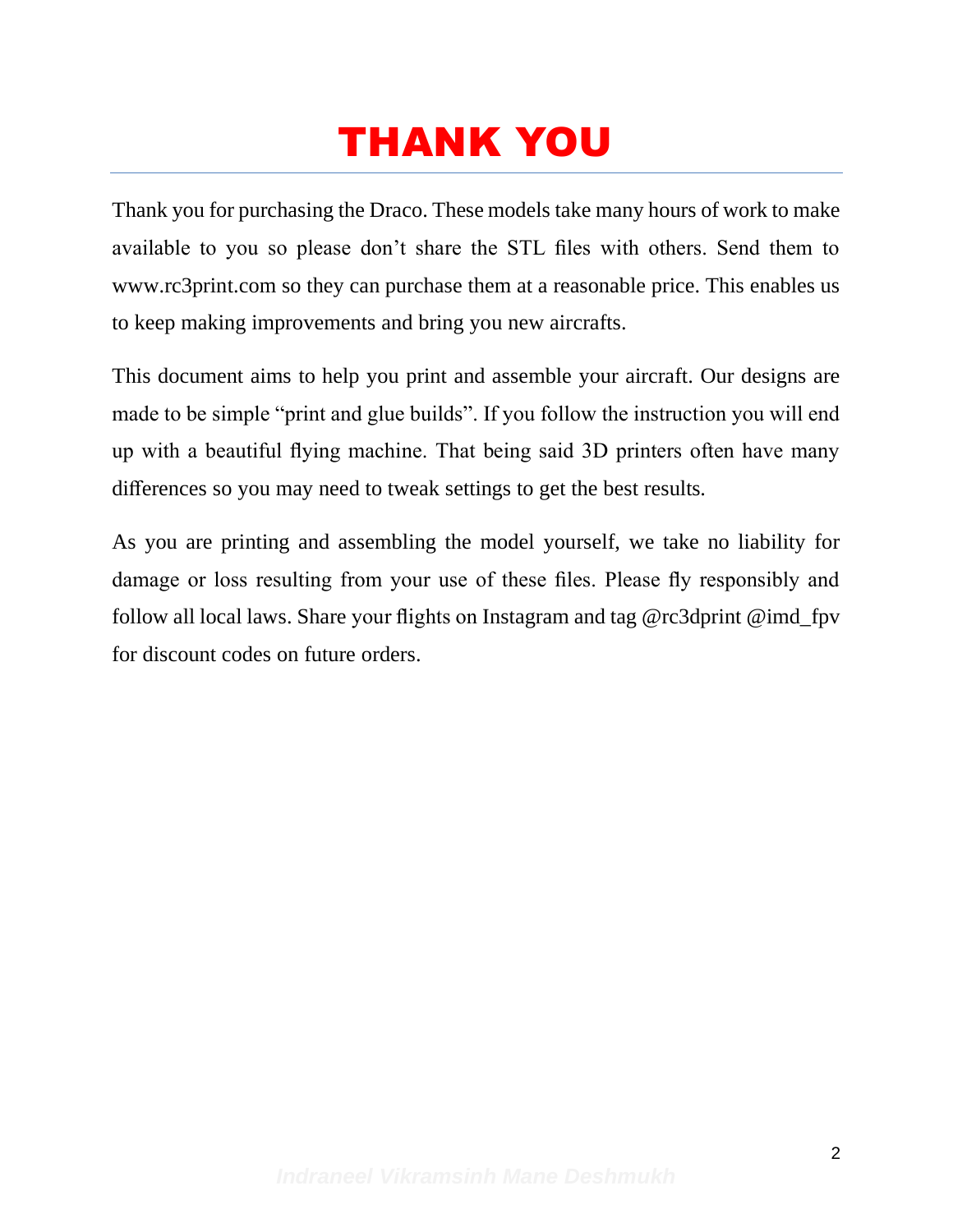# THANK YOU

Thank you for purchasing the Draco. These models take many hours of work to make available to you so please don't share the STL files with others. Send them to www.rc3print.com so they can purchase them at a reasonable price. This enables us to keep making improvements and bring you new aircrafts.

This document aims to help you print and assemble your aircraft. Our designs are made to be simple "print and glue builds". If you follow the instruction you will end up with a beautiful flying machine. That being said 3D printers often have many differences so you may need to tweak settings to get the best results.

As you are printing and assembling the model yourself, we take no liability for damage or loss resulting from your use of these files. Please fly responsibly and follow all local laws. Share your flights on Instagram and tag @rc3dprint @imd_fpv for discount codes on future orders.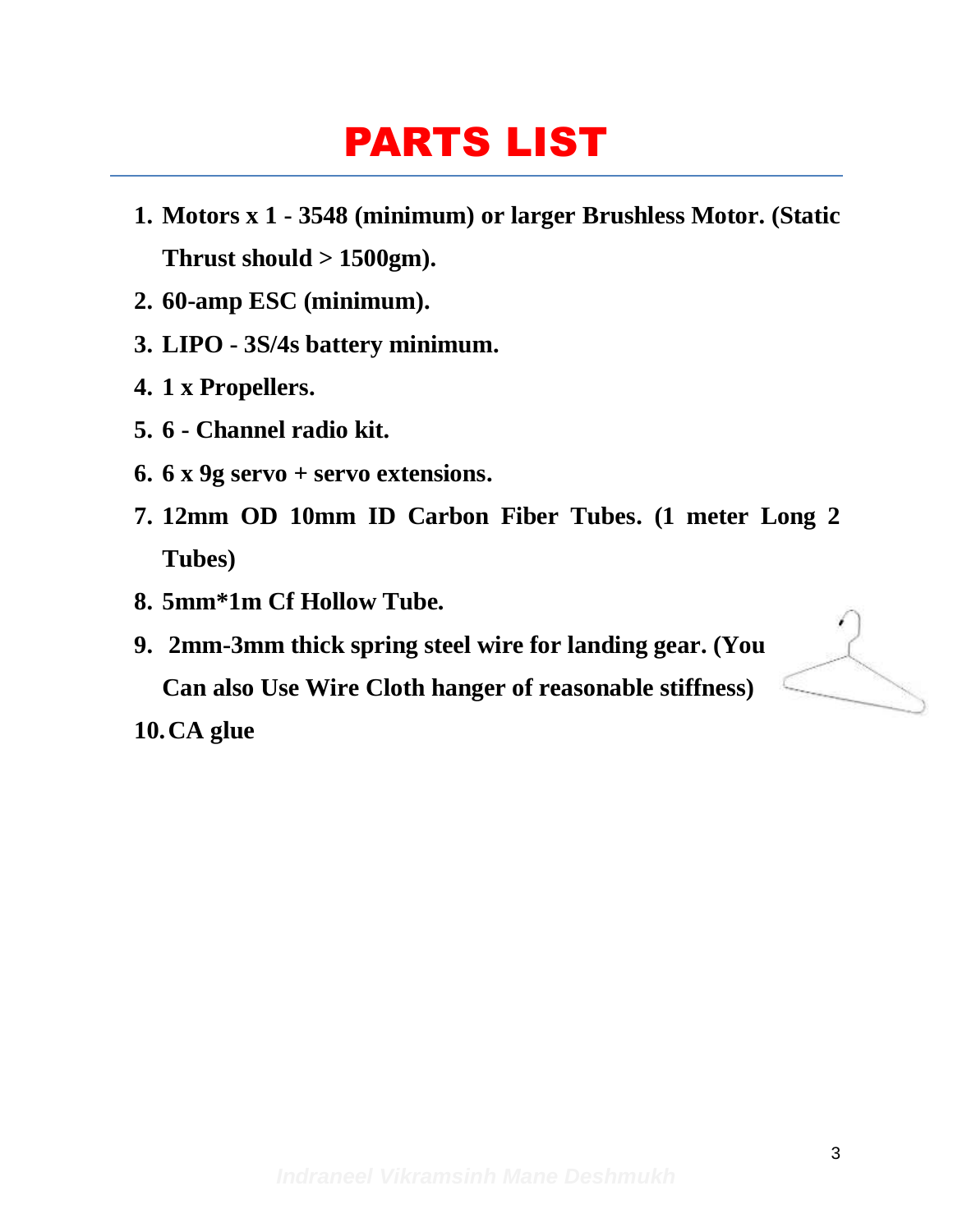# PARTS LIST

1. **Motors x 1 - 3548 (minimum) or larger Brushless Motor. (Static Thrust should > 1500gm).**
2. **60-amp ESC (minimum).**
3. **LIPO - 3S/4s battery minimum.**
4. **1 x Propellers.**
5. **6 - Channel radio kit.**
6. **6 x 9g servo + servo extensions.**
7. **12mm OD 10mm ID Carbon Fiber Tubes. (1 meter Long 2 Tubes)**
8. **5mm*1m Cf Hollow Tube.**
9. **2mm-3mm thick spring steel wire for landing gear. (You Can also Use Wire Cloth hanger of reasonable stiffness)**
10. **CA glue**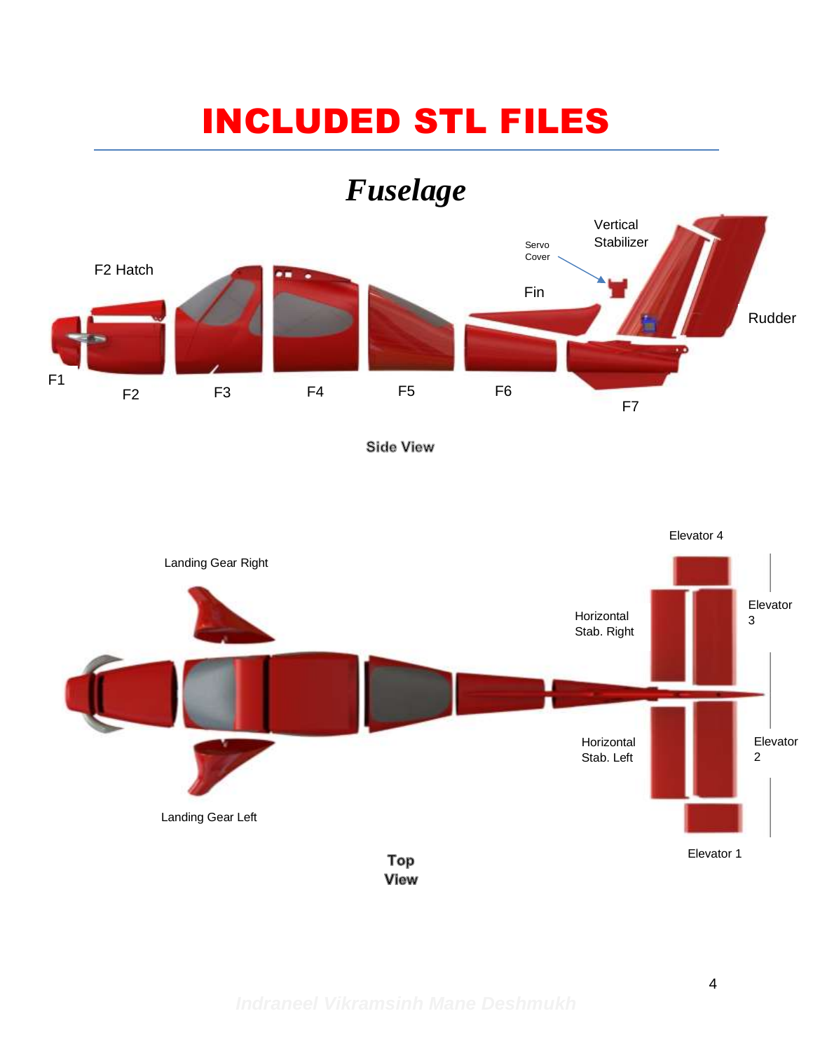# INCLUDED STL FILES

## *Fuselage*

F2 Hatch

Servo Cover

Vertical Stabilizer

Fin

Rudder

F1

F2

F3

F4

F5

F6

F7

**Side View**

Elevator 4

Landing Gear Right

Elevator 3

Horizontal Stab. Right

Horizontal Stab. Left

Elevator 2

Landing Gear Left

Elevator 1

**Top View**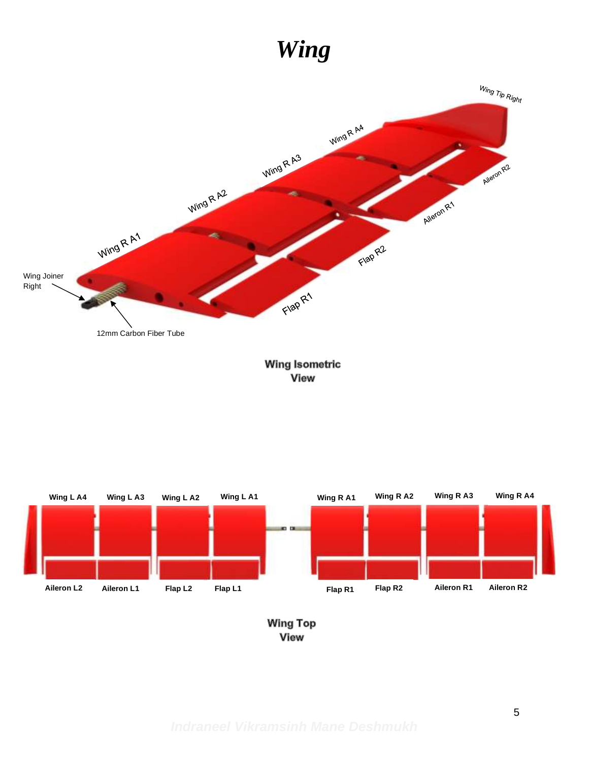# *Wing*

Wing Tip Right

Wing R A4

Wing R A3

Wing R A2

Wing R A1

Aileron R2

Aileron R1

Flap R2

Flap R1

Wing Joiner Right

12mm Carbon Fiber Tube

**Wing Isometric View**

Wing L A4 | Wing L A3 | Wing L A2 | Wing L A1 | Wing R A1 | Wing R A2 | Wing R A3 | Wing R A4

Aileron L2 | Aileron L1 | Flap L2 | Flap L1 | Flap R1 | Flap R2 | Aileron R1 | Aileron R2

**Wing Top View**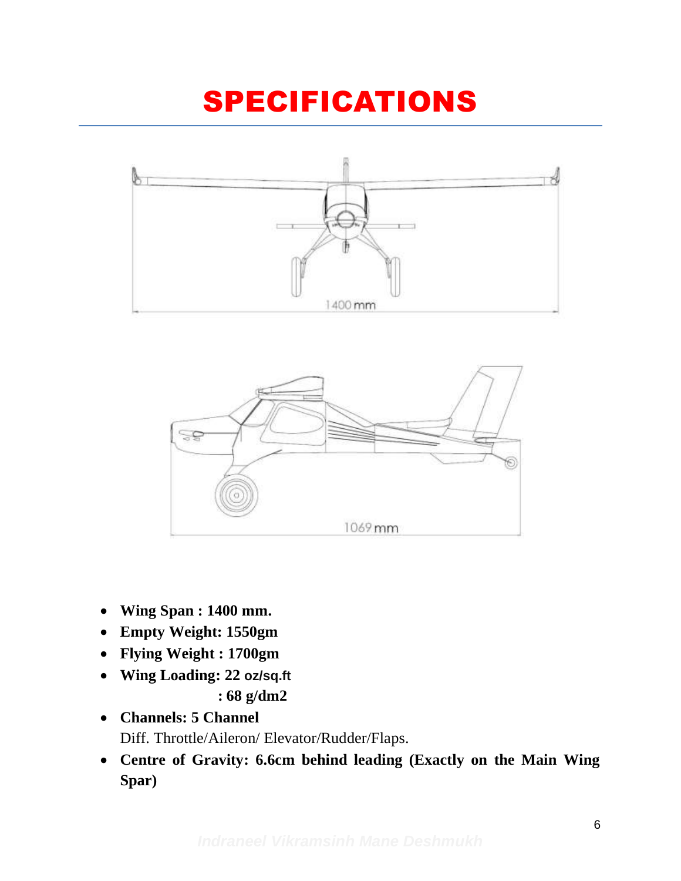# SPECIFICATIONS

- **Wing Span : 1400 mm.**
- **Empty Weight: 1550gm**
- **Flying Weight : 1700gm**
- **Wing Loading: 22 oz/sq.ft**
  **: 68 g/dm2**
- **Channels: 5 Channel**
  Diff. Throttle/Aileron/ Elevator/Rudder/Flaps.
- **Centre of Gravity: 6.6cm behind leading (Exactly on the Main Wing Spar)**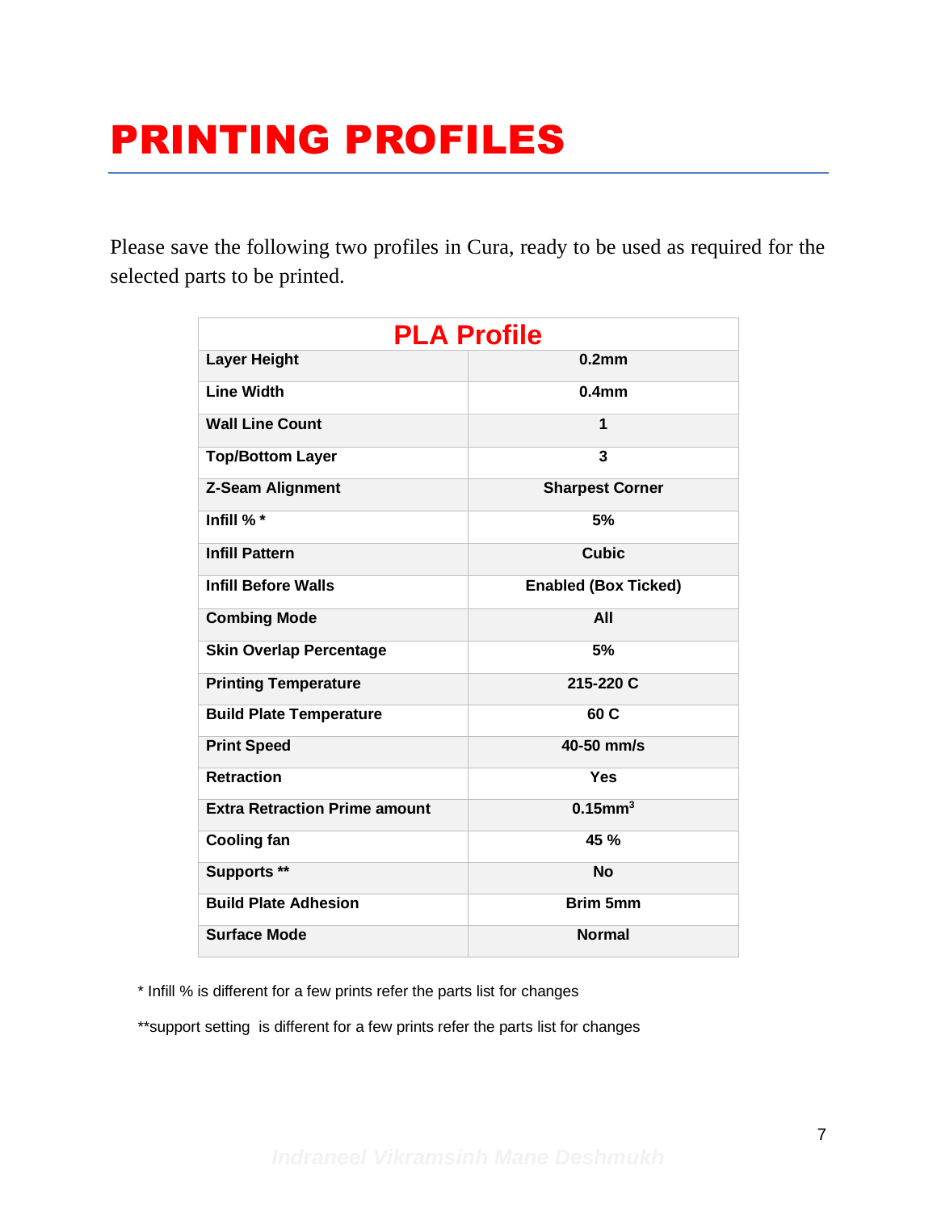# PRINTING PROFILES

Please save the following two profiles in Cura, ready to be used as required for the selected parts to be printed.

| PLA Profile | |
|---|---|
| Layer Height | 0.2mm |
| Line Width | 0.4mm |
| Wall Line Count | 1 |
| Top/Bottom Layer | 3 |
| Z-Seam Alignment | Sharpest Corner |
| Infill % * | 5% |
| Infill Pattern | Cubic |
| Infill Before Walls | Enabled (Box Ticked) |
| Combing Mode | All |
| Skin Overlap Percentage | 5% |
| Printing Temperature | 215-220 C |
| Build Plate Temperature | 60 C |
| Print Speed | 40-50 mm/s |
| Retraction | Yes |
| Extra Retraction Prime amount | 0.15mm$^3$ |
| Cooling fan | 45 % |
| Supports ** | No |
| Build Plate Adhesion | Brim 5mm |
| Surface Mode | Normal |

* Infill % is different for a few prints refer the parts list for changes

**support setting is different for a few prints refer the parts list for changes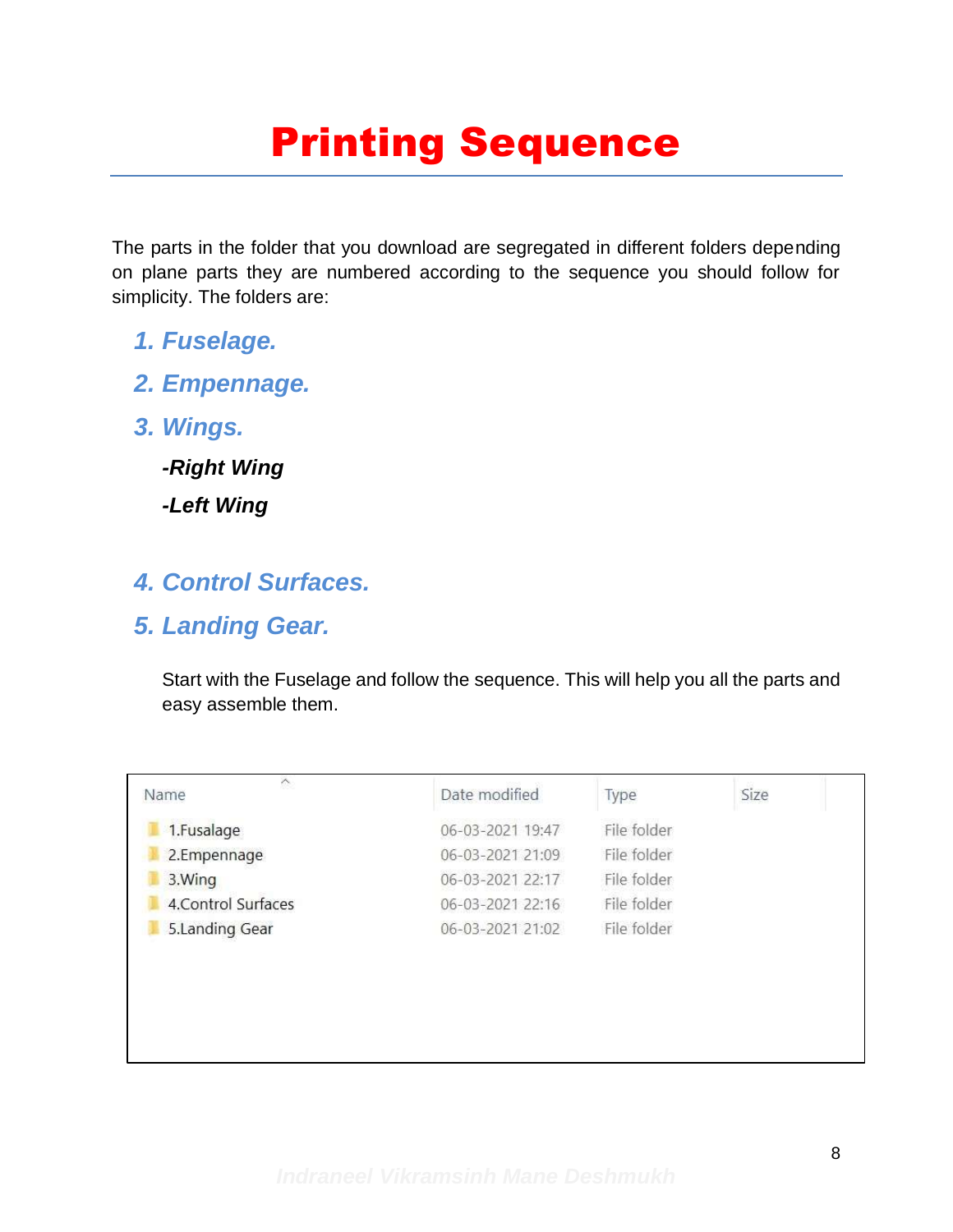# Printing Sequence

The parts in the folder that you download are segregated in different folders depending on plane parts they are numbered according to the sequence you should follow for simplicity. The folders are:

1. ***Fuselage.***
2. ***Empennage.***
3. ***Wings.***

   ***-Right Wing***

   ***-Left Wing***

4. ***Control Surfaces.***
5. ***Landing Gear.***

Start with the Fuselage and follow the sequence. This will help you all the parts and easy assemble them.

| Name | Date modified | Type | Size |
|---|---|---|---|
| 1.Fusalage | 06-03-2021 19:47 | File folder | |
| 2.Empennage | 06-03-2021 21:09 | File folder | |
| 3.Wing | 06-03-2021 22:17 | File folder | |
| 4.Control Surfaces | 06-03-2021 22:16 | File folder | |
| 5.Landing Gear | 06-03-2021 21:02 | File folder | |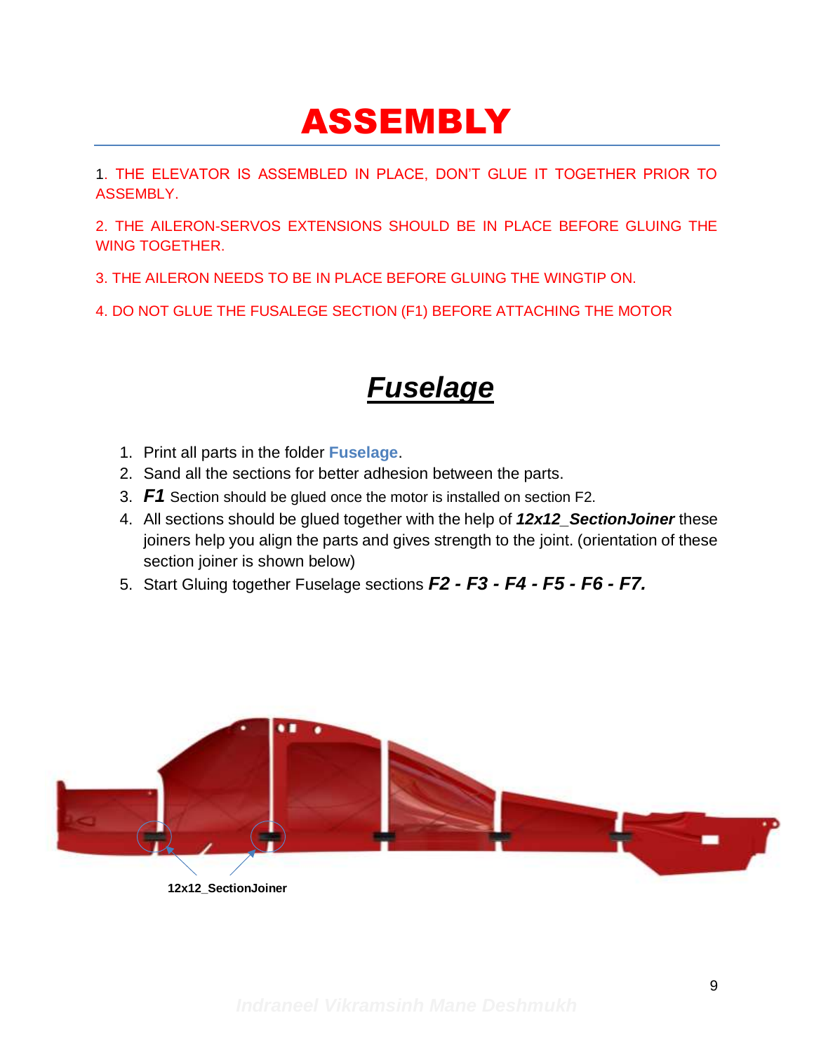# ASSEMBLY

1. THE ELEVATOR IS ASSEMBLED IN PLACE, DON'T GLUE IT TOGETHER PRIOR TO ASSEMBLY.

2. THE AILERON-SERVOS EXTENSIONS SHOULD BE IN PLACE BEFORE GLUING THE WING TOGETHER.

3. THE AILERON NEEDS TO BE IN PLACE BEFORE GLUING THE WINGTIP ON.

4. DO NOT GLUE THE FUSALEGE SECTION (F1) BEFORE ATTACHING THE MOTOR

## *Fuselage*

1. Print all parts in the folder **Fuselage**.
2. Sand all the sections for better adhesion between the parts.
3. ***F1*** Section should be glued once the motor is installed on section F2.
4. All sections should be glued together with the help of ***12x12_SectionJoiner*** these joiners help you align the parts and gives strength to the joint. (orientation of these section joiner is shown below)
5. Start Gluing together Fuselage sections ***F2 - F3 - F4 - F5 - F6 - F7.***

**12x12_SectionJoiner**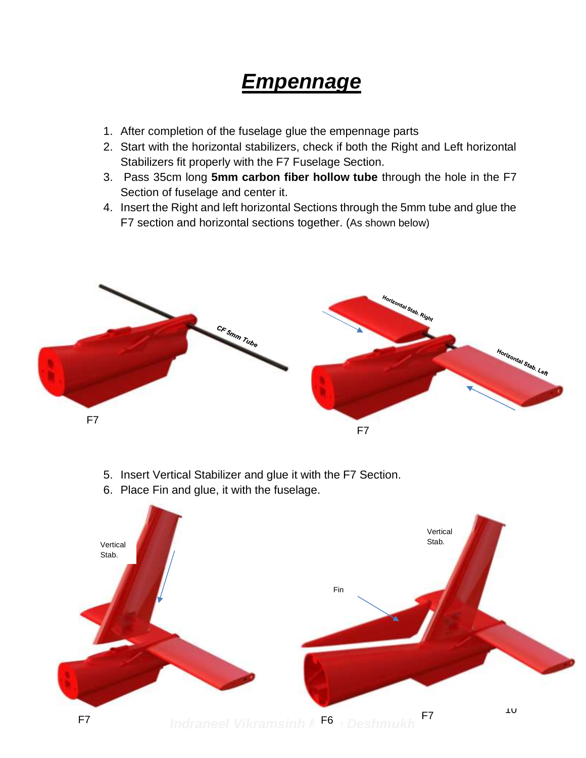# *Empennage*

1. After completion of the fuselage glue the empennage parts
2. Start with the horizontal stabilizers, check if both the Right and Left horizontal Stabilizers fit properly with the F7 Fuselage Section.
3. Pass 35cm long **5mm carbon fiber hollow tube** through the hole in the F7 Section of fuselage and center it.
4. Insert the Right and left horizontal Sections through the 5mm tube and glue the F7 section and horizontal sections together. (As shown below)

F7 — CF 5mm Tube

F7 — Horizontal Stab. Right — Horizontal Stab. Left

5. Insert Vertical Stabilizer and glue it with the F7 Section.
6. Place Fin and glue, it with the fuselage.

F7 — Vertical Stab.

F6 — F7 — Vertical Stab. — Fin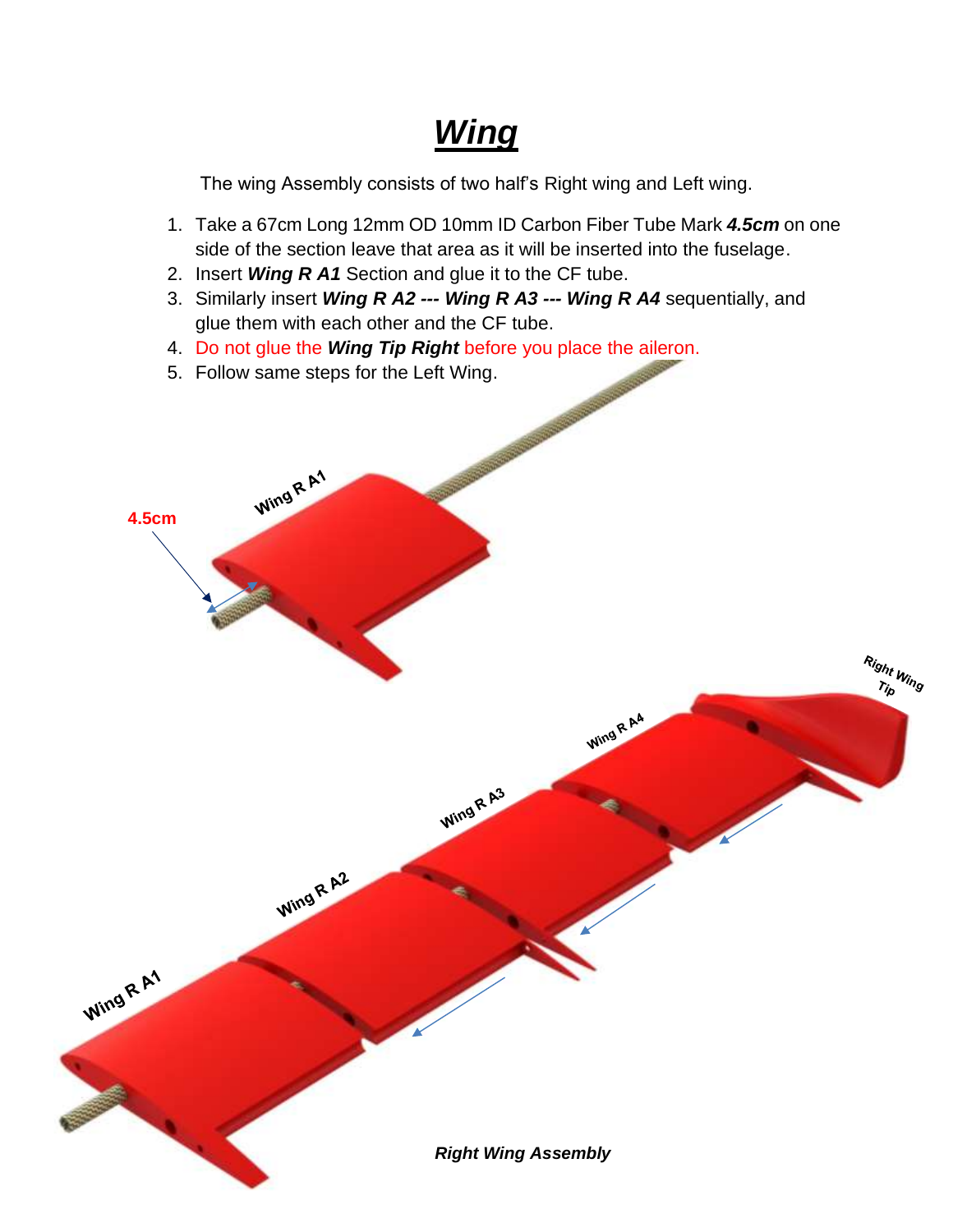# ***Wing***

The wing Assembly consists of two half's Right wing and Left wing.

1. Take a 67cm Long 12mm OD 10mm ID Carbon Fiber Tube Mark ***4.5cm*** on one side of the section leave that area as it will be inserted into the fuselage.
2. Insert ***Wing R A1*** Section and glue it to the CF tube.
3. Similarly insert ***Wing R A2 --- Wing R A3 --- Wing R A4*** sequentially, and glue them with each other and the CF tube.
4. Do not glue the ***Wing Tip Right*** before you place the aileron.
5. Follow same steps for the Left Wing.

***Right Wing Assembly***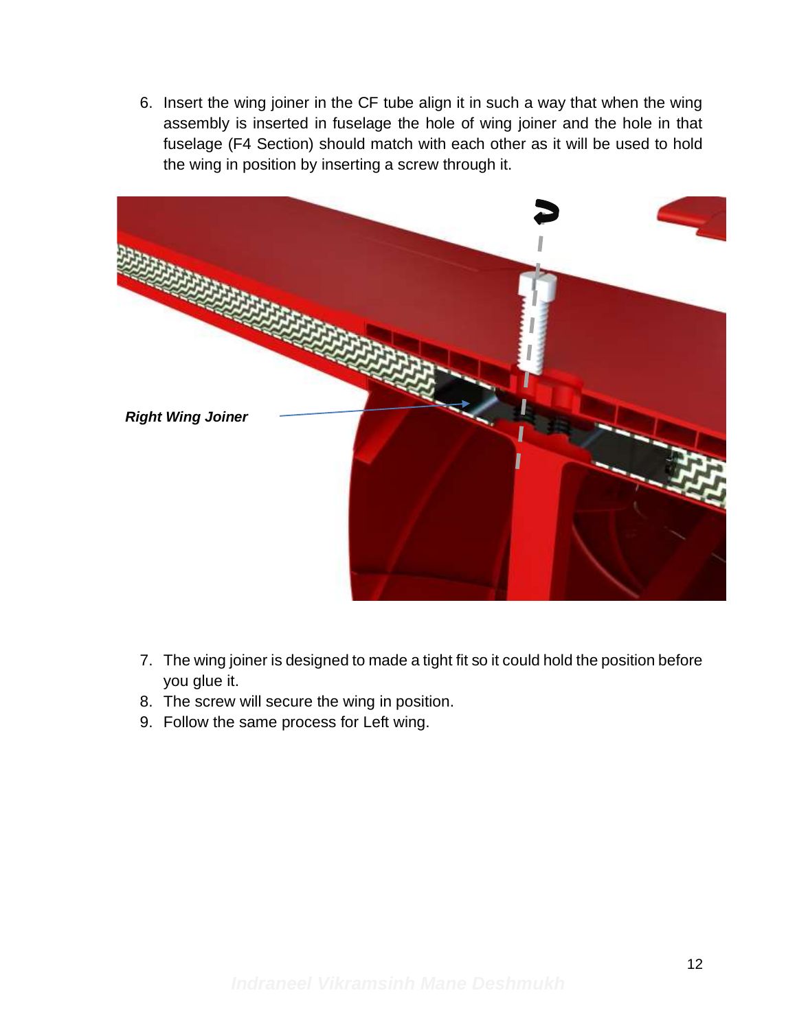6. Insert the wing joiner in the CF tube align it in such a way that when the wing assembly is inserted in fuselage the hole of wing joiner and the hole in that fuselage (F4 Section) should match with each other as it will be used to hold the wing in position by inserting a screw through it.

***Right Wing Joiner***

7. The wing joiner is designed to made a tight fit so it could hold the position before you glue it.
8. The screw will secure the wing in position.
9. Follow the same process for Left wing.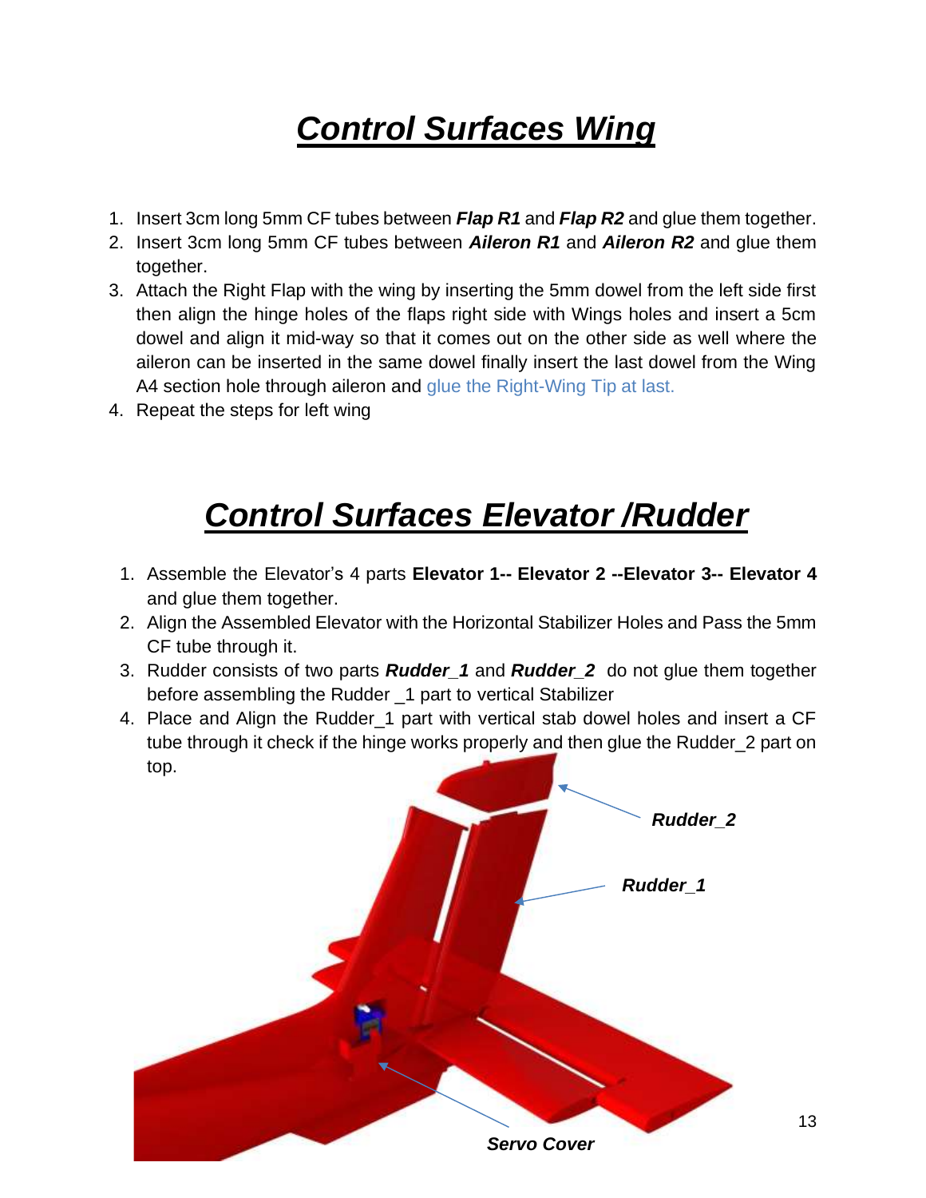# ***Control Surfaces Wing***

1. Insert 3cm long 5mm CF tubes between ***Flap R1*** and ***Flap R2*** and glue them together.
2. Insert 3cm long 5mm CF tubes between ***Aileron R1*** and ***Aileron R2*** and glue them together.
3. Attach the Right Flap with the wing by inserting the 5mm dowel from the left side first then align the hinge holes of the flaps right side with Wings holes and insert a 5cm dowel and align it mid-way so that it comes out on the other side as well where the aileron can be inserted in the same dowel finally insert the last dowel from the Wing A4 section hole through aileron and glue the Right-Wing Tip at last.
4. Repeat the steps for left wing

# ***Control Surfaces Elevator /Rudder***

1. Assemble the Elevator's 4 parts **Elevator 1-- Elevator 2 --Elevator 3-- Elevator 4** and glue them together.
2. Align the Assembled Elevator with the Horizontal Stabilizer Holes and Pass the 5mm CF tube through it.
3. Rudder consists of two parts ***Rudder_1*** and ***Rudder_2*** do not glue them together before assembling the Rudder _1 part to vertical Stabilizer
4. Place and Align the Rudder_1 part with vertical stab dowel holes and insert a CF tube through it check if the hinge works properly and then glue the Rudder_2 part on top.

***Rudder_2***

***Rudder_1***

***Servo Cover***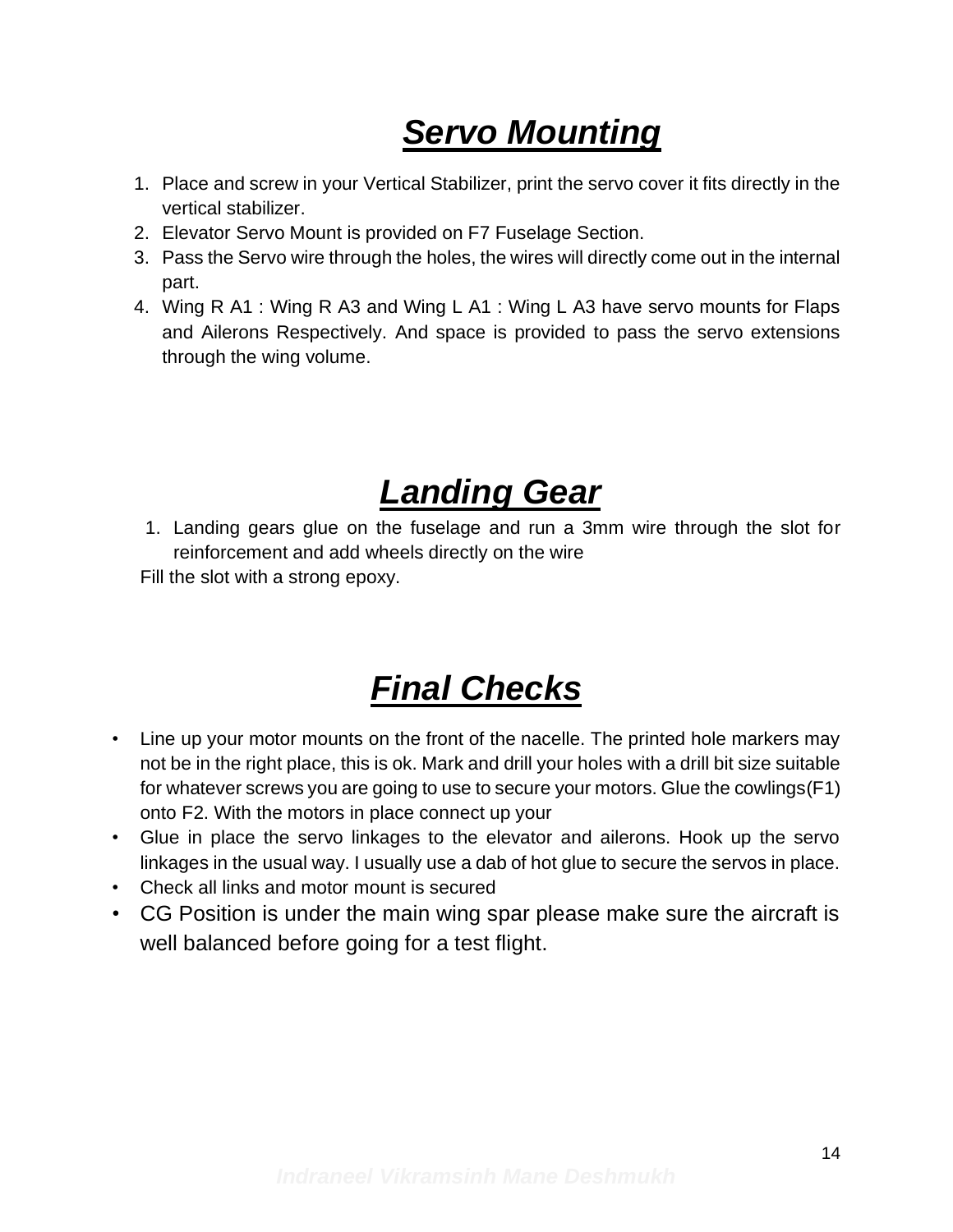# ***Servo Mounting***

1. Place and screw in your Vertical Stabilizer, print the servo cover it fits directly in the vertical stabilizer.
2. Elevator Servo Mount is provided on F7 Fuselage Section.
3. Pass the Servo wire through the holes, the wires will directly come out in the internal part.
4. Wing R A1 : Wing R A3 and Wing L A1 : Wing L A3 have servo mounts for Flaps and Ailerons Respectively. And space is provided to pass the servo extensions through the wing volume.

# ***Landing Gear***

1. Landing gears glue on the fuselage and run a 3mm wire through the slot for reinforcement and add wheels directly on the wire

Fill the slot with a strong epoxy.

# ***Final Checks***

- Line up your motor mounts on the front of the nacelle. The printed hole markers may not be in the right place, this is ok. Mark and drill your holes with a drill bit size suitable for whatever screws you are going to use to secure your motors. Glue the cowlings(F1) onto F2. With the motors in place connect up your
- Glue in place the servo linkages to the elevator and ailerons. Hook up the servo linkages in the usual way. I usually use a dab of hot glue to secure the servos in place.
- Check all links and motor mount is secured
- CG Position is under the main wing spar please make sure the aircraft is well balanced before going for a test flight.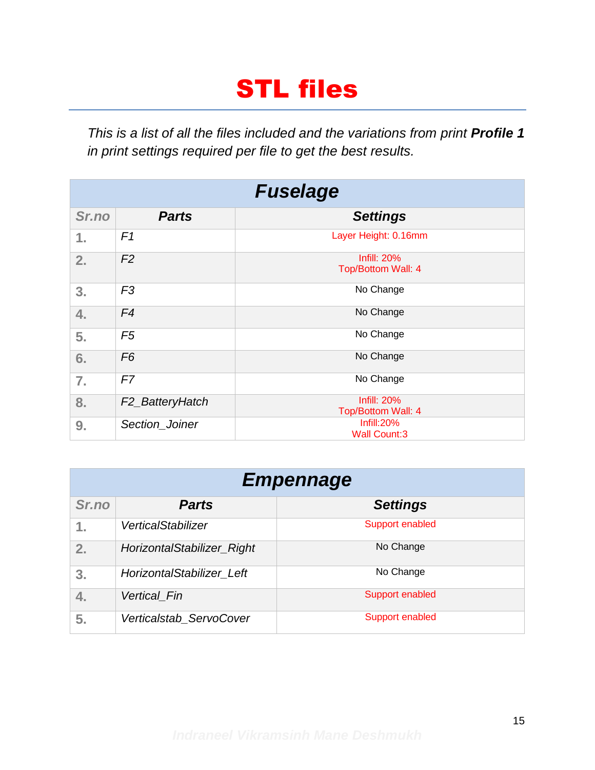# STL files

*This is a list of all the files included and the variations from print **Profile 1** in print settings required per file to get the best results.*

| Fuselage | | |
|---|---|---|
| **Sr.no** | **Parts** | **Settings** |
| 1. | *F1* | Layer Height: 0.16mm |
| 2. | *F2* | Infill: 20%<br>Top/Bottom Wall: 4 |
| 3. | *F3* | No Change |
| 4. | *F4* | No Change |
| 5. | *F5* | No Change |
| 6. | *F6* | No Change |
| 7. | *F7* | No Change |
| 8. | *F2_BatteryHatch* | Infill: 20%<br>Top/Bottom Wall: 4 |
| 9. | *Section_Joiner* | Infill:20%<br>Wall Count:3 |

| Empennage | | |
|---|---|---|
| **Sr.no** | **Parts** | **Settings** |
| 1. | *VerticalStabilizer* | Support enabled |
| 2. | *HorizontalStabilizer_Right* | No Change |
| 3. | *HorizontalStabilizer_Left* | No Change |
| 4. | *Vertical_Fin* | Support enabled |
| 5. | *Verticalstab_ServoCover* | Support enabled |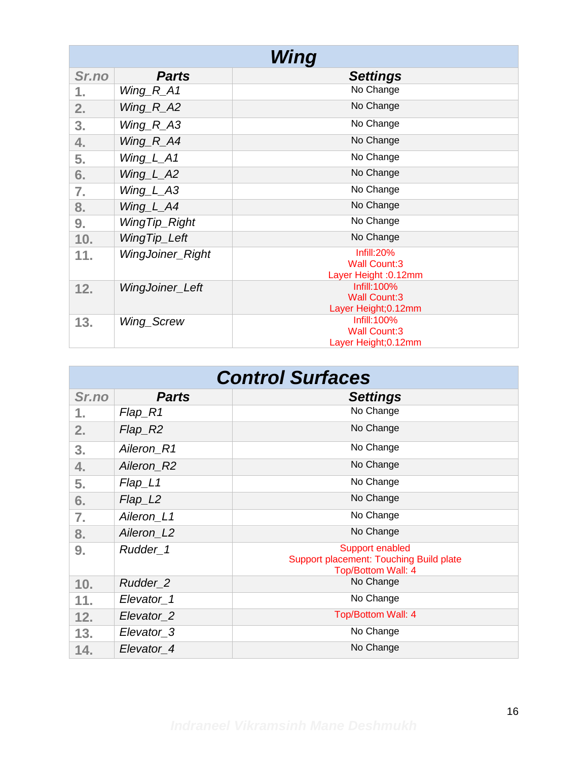| Wing | | |
|---|---|---|
| **Sr.no** | **Parts** | **Settings** |
| 1. | *Wing_R_A1* | No Change |
| 2. | *Wing_R_A2* | No Change |
| 3. | *Wing_R_A3* | No Change |
| 4. | *Wing_R_A4* | No Change |
| 5. | *Wing_L_A1* | No Change |
| 6. | *Wing_L_A2* | No Change |
| 7. | *Wing_L_A3* | No Change |
| 8. | *Wing_L_A4* | No Change |
| 9. | *WingTip_Right* | No Change |
| 10. | *WingTip_Left* | No Change |
| 11. | *WingJoiner_Right* | Infill:20%<br>Wall Count:3<br>Layer Height :0.12mm |
| 12. | *WingJoiner_Left* | Infill:100%<br>Wall Count:3<br>Layer Height;0.12mm |
| 13. | *Wing_Screw* | Infill:100%<br>Wall Count:3<br>Layer Height;0.12mm |

| Control Surfaces | | |
|---|---|---|
| **Sr.no** | **Parts** | **Settings** |
| 1. | *Flap_R1* | No Change |
| 2. | *Flap_R2* | No Change |
| 3. | *Aileron_R1* | No Change |
| 4. | *Aileron_R2* | No Change |
| 5. | *Flap_L1* | No Change |
| 6. | *Flap_L2* | No Change |
| 7. | *Aileron_L1* | No Change |
| 8. | *Aileron_L2* | No Change |
| 9. | *Rudder_1* | Support enabled<br>Support placement: Touching Build plate<br>Top/Bottom Wall: 4 |
| 10. | *Rudder_2* | No Change |
| 11. | *Elevator_1* | No Change |
| 12. | *Elevator_2* | Top/Bottom Wall: 4 |
| 13. | *Elevator_3* | No Change |
| 14. | *Elevator_4* | No Change |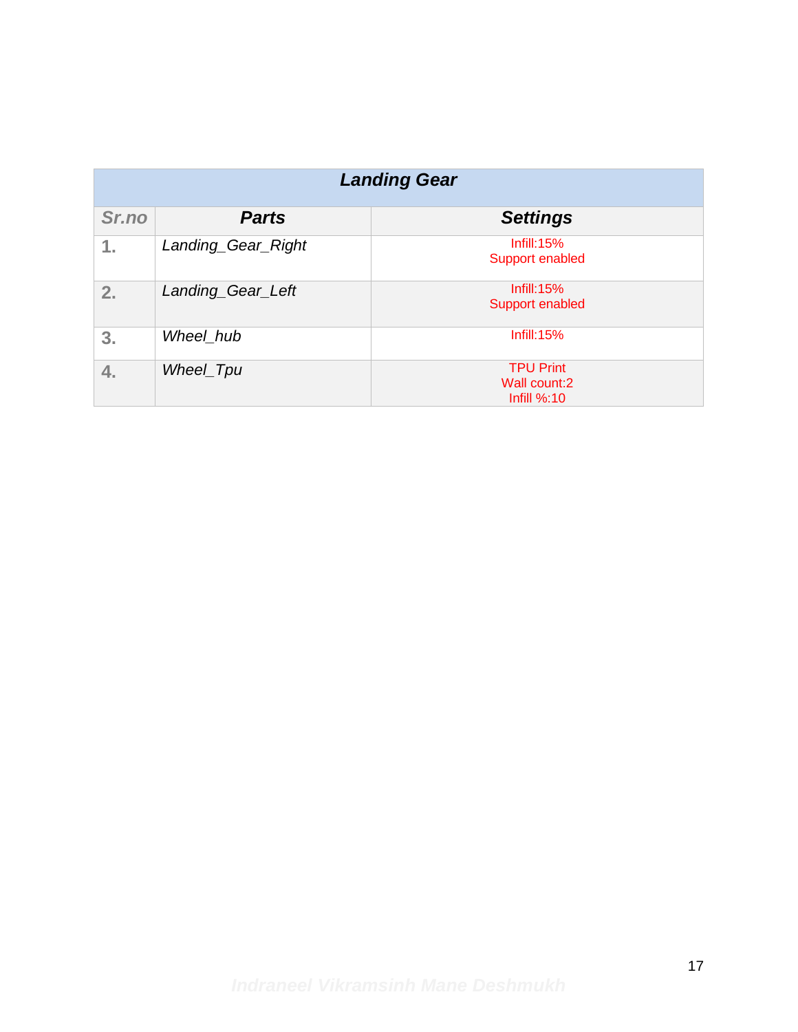| ***Landing Gear*** | | |
|---|---|---|
| ***Sr.no*** | ***Parts*** | ***Settings*** |
| **1.** | *Landing_Gear_Right* | Infill:15%<br>Support enabled |
| **2.** | *Landing_Gear_Left* | Infill:15%<br>Support enabled |
| **3.** | *Wheel_hub* | Infill:15% |
| **4.** | *Wheel_Tpu* | TPU Print<br>Wall count:2<br>Infill %:10 |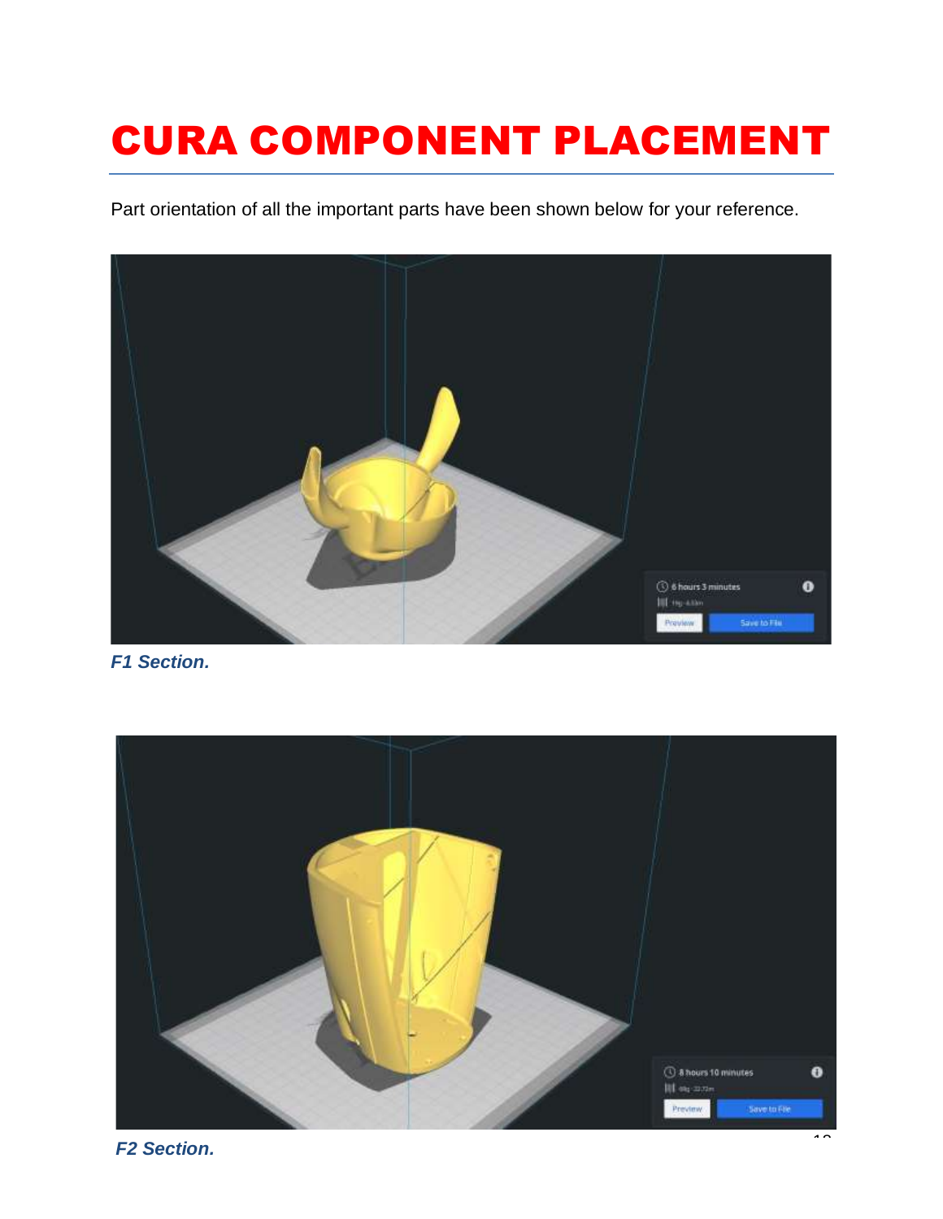# CURA COMPONENT PLACEMENT

Part orientation of all the important parts have been shown below for your reference.

***F1 Section.***

***F2 Section.***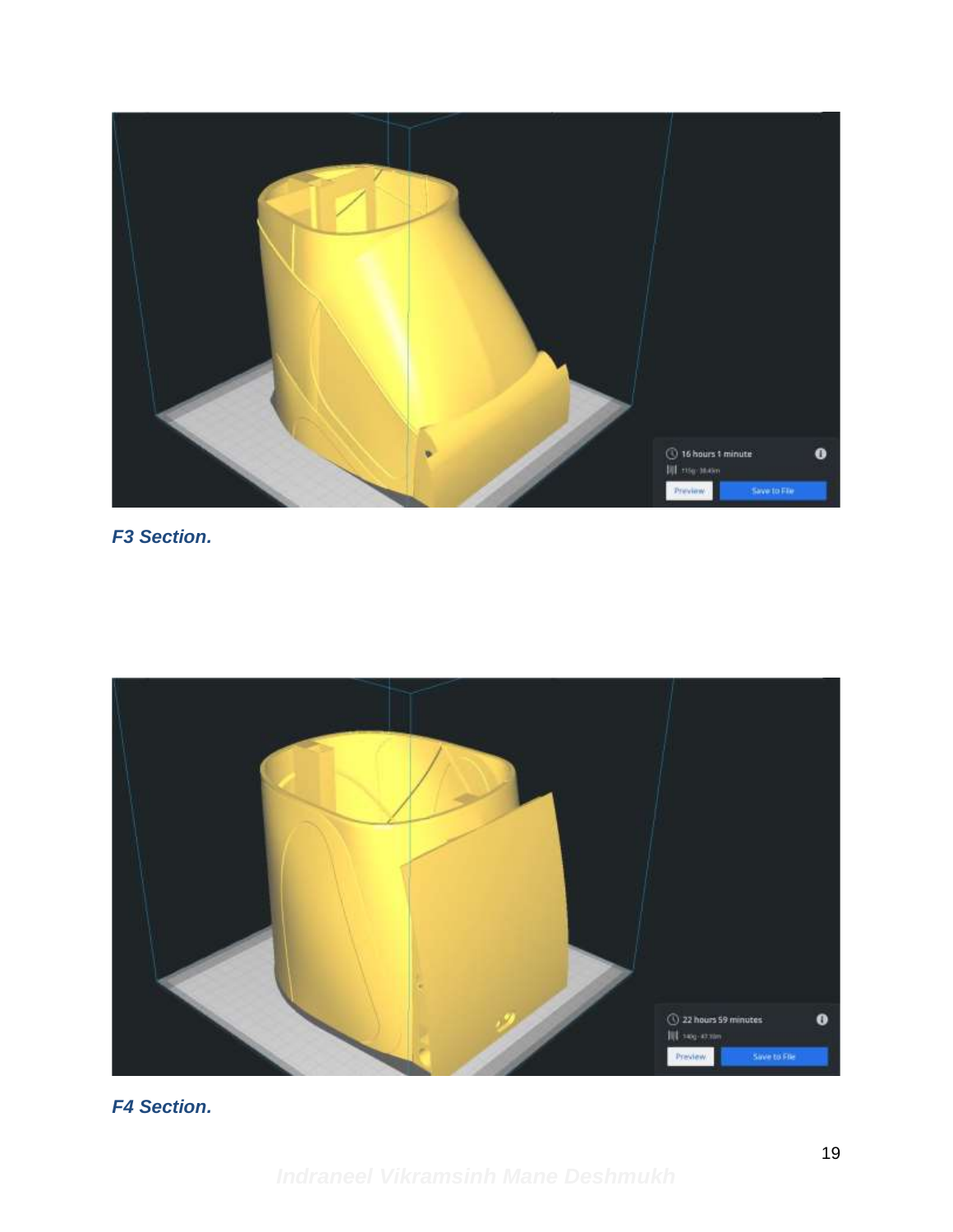*F3 Section.*

*F4 Section.*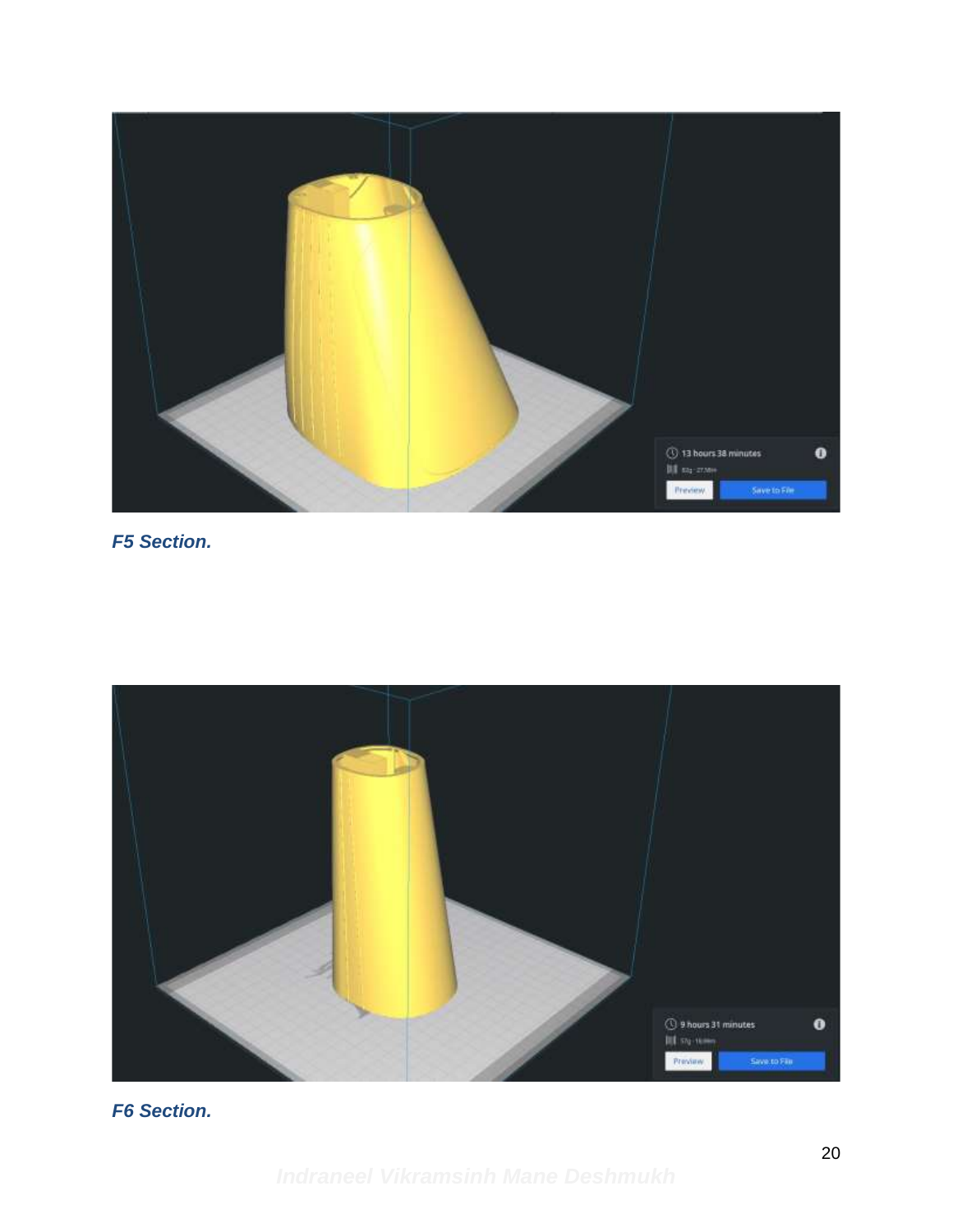*F5 Section.*

*F6 Section.*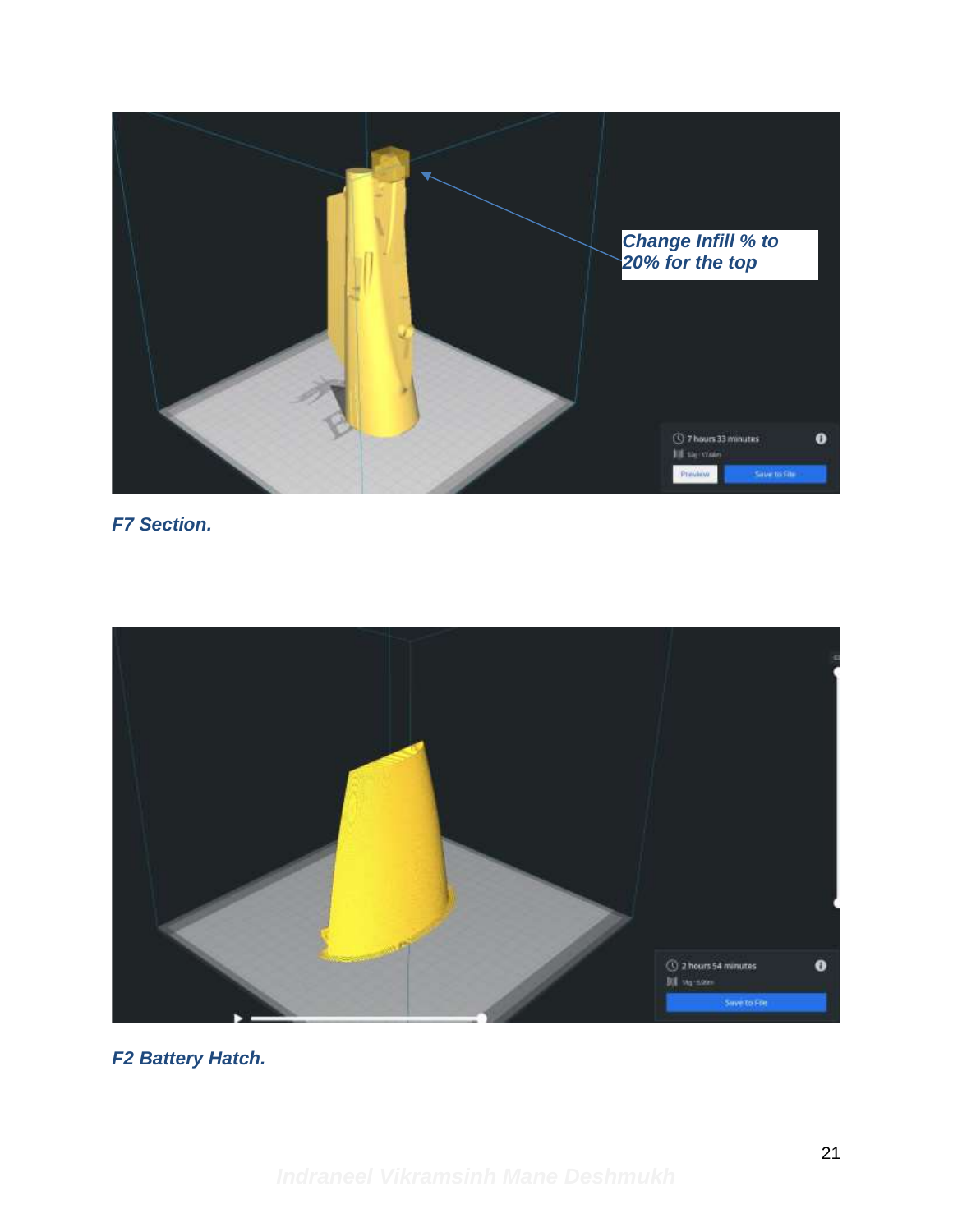Change Infill % to 20% for the top

*F7 Section.*

*F2 Battery Hatch.*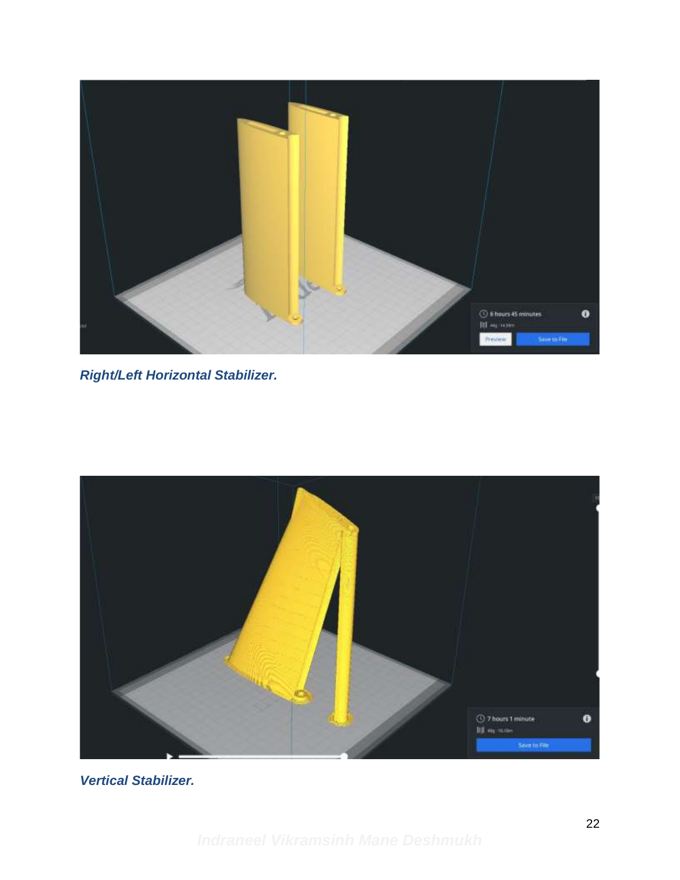*Right/Left Horizontal Stabilizer.*

*Vertical Stabilizer.*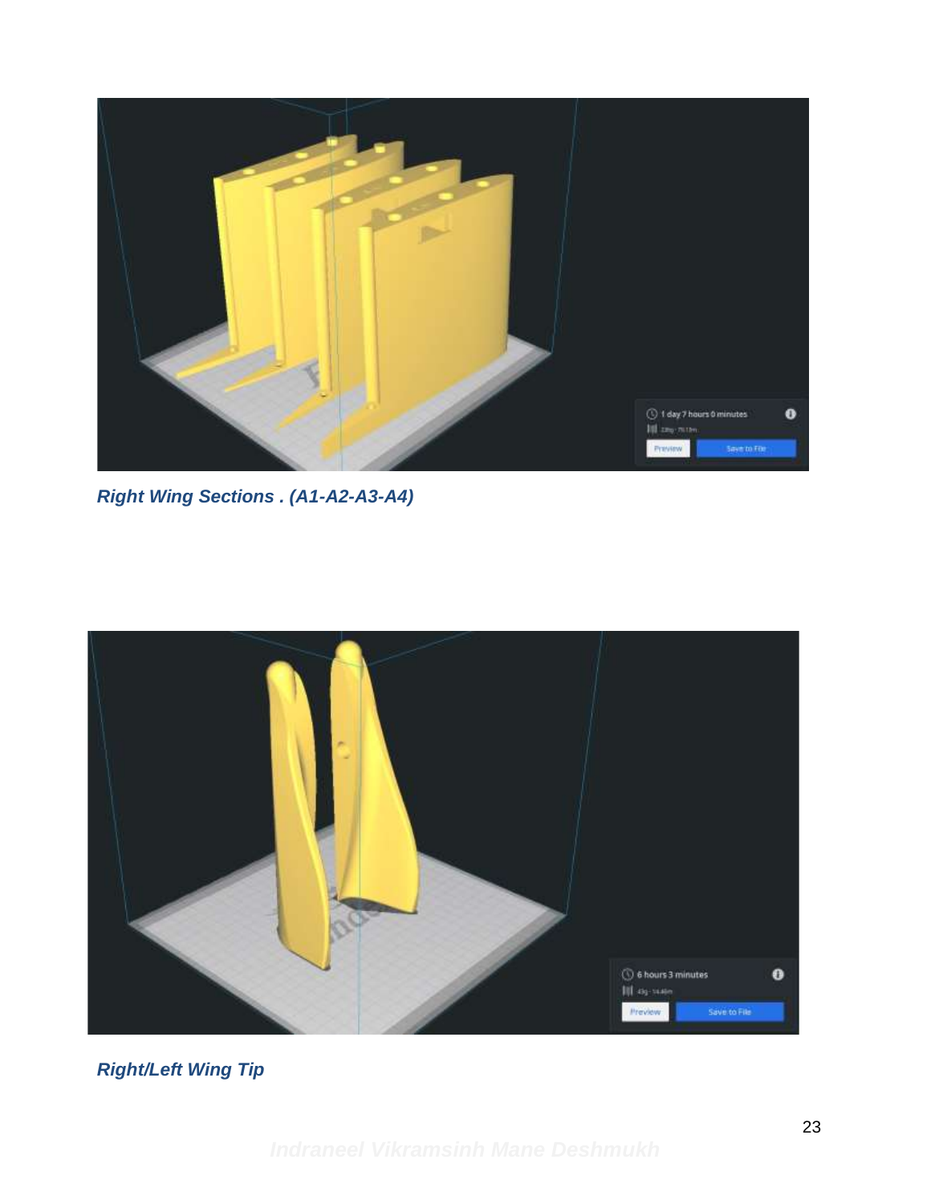*Right Wing Sections . (A1-A2-A3-A4)*

*Right/Left Wing Tip*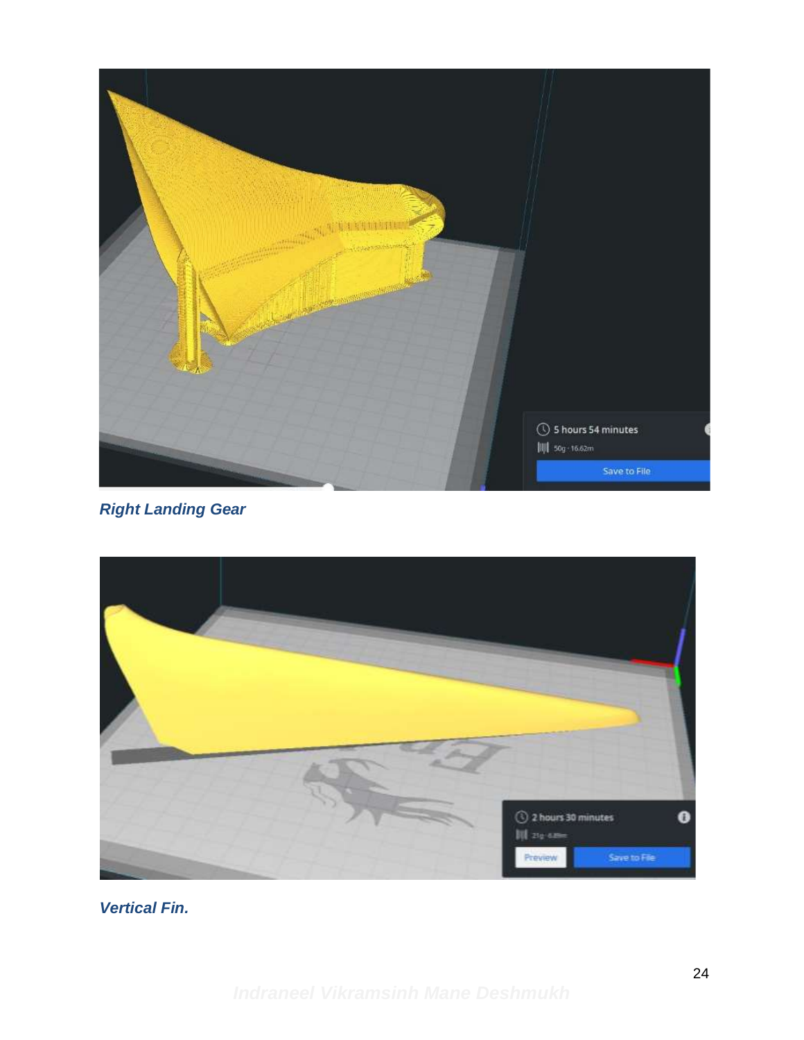*Right Landing Gear*

*Vertical Fin.*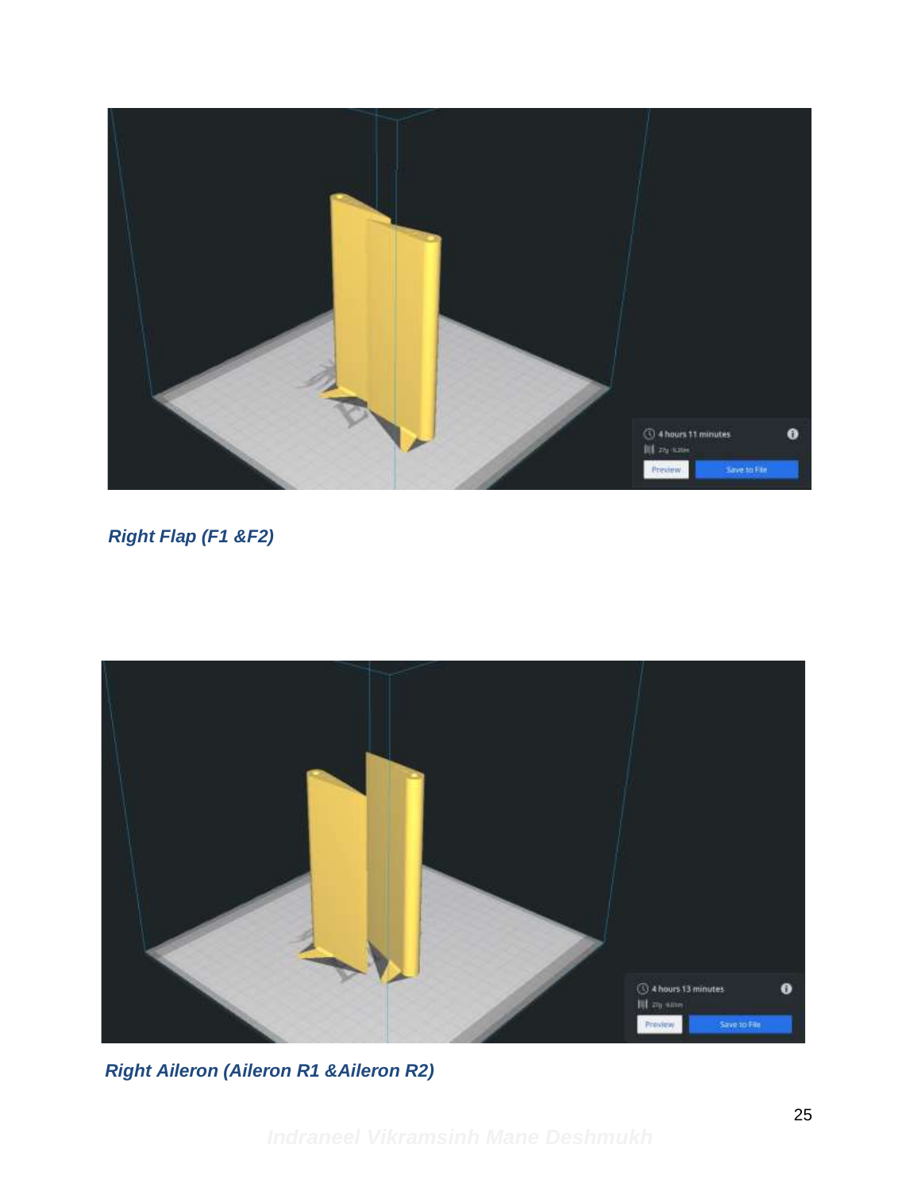*Right Flap (F1 &F2)*

*Right Aileron (Aileron R1 &Aileron R2)*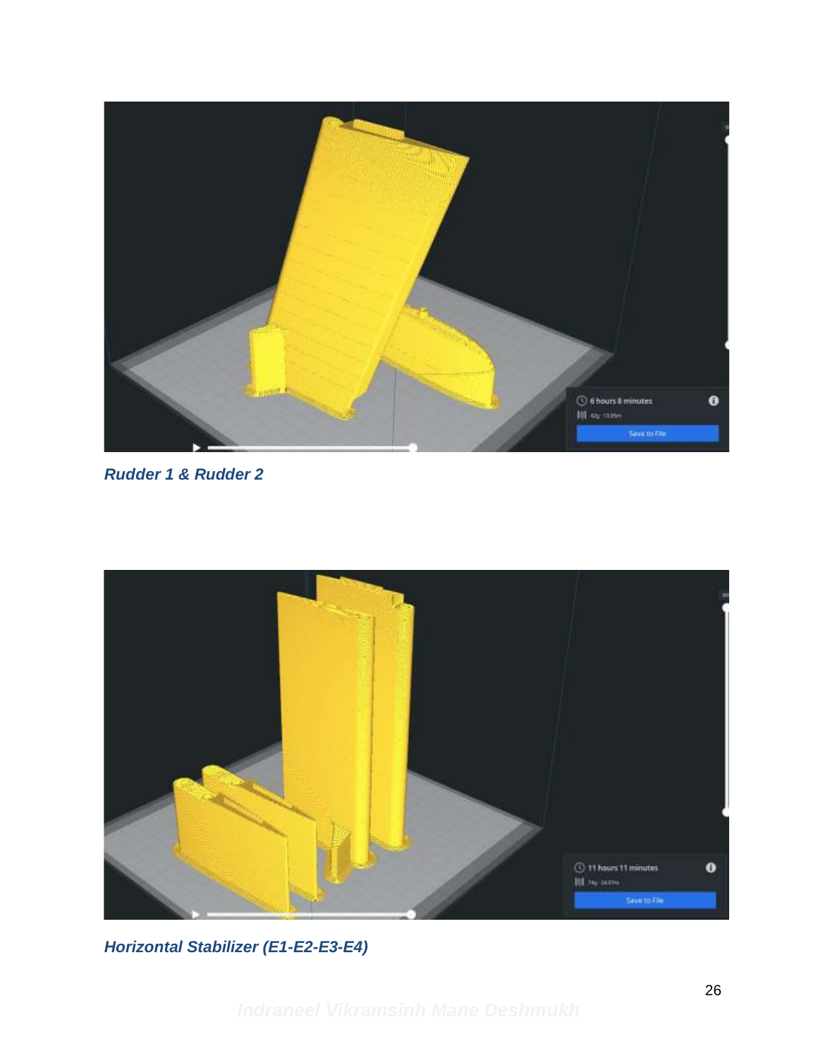*Rudder 1 & Rudder 2*

*Horizontal Stabilizer (E1-E2-E3-E4)*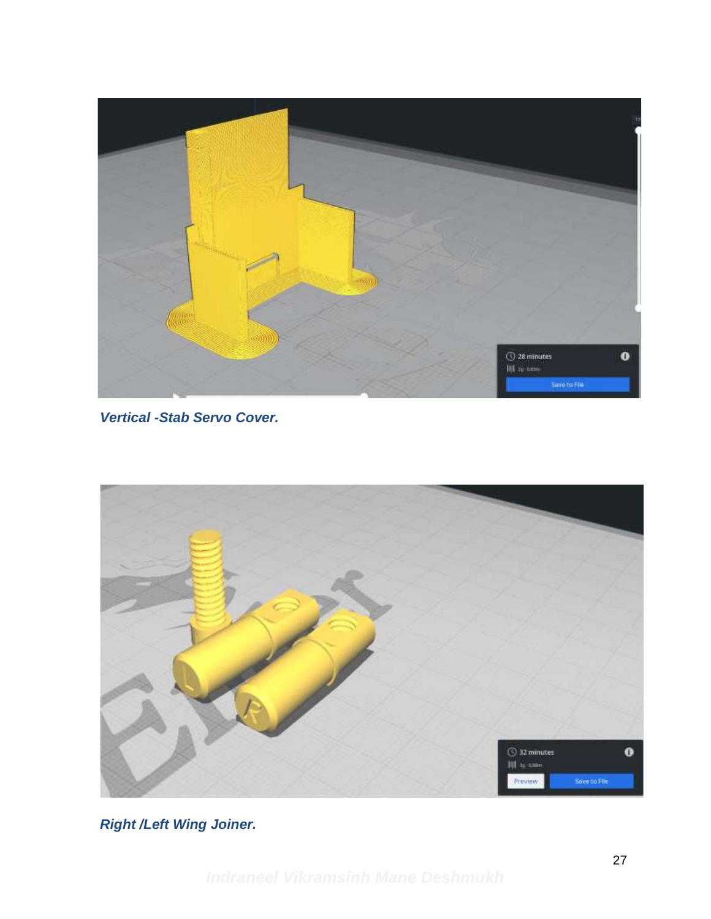*Vertical -Stab Servo Cover.*

*Right /Left Wing Joiner.*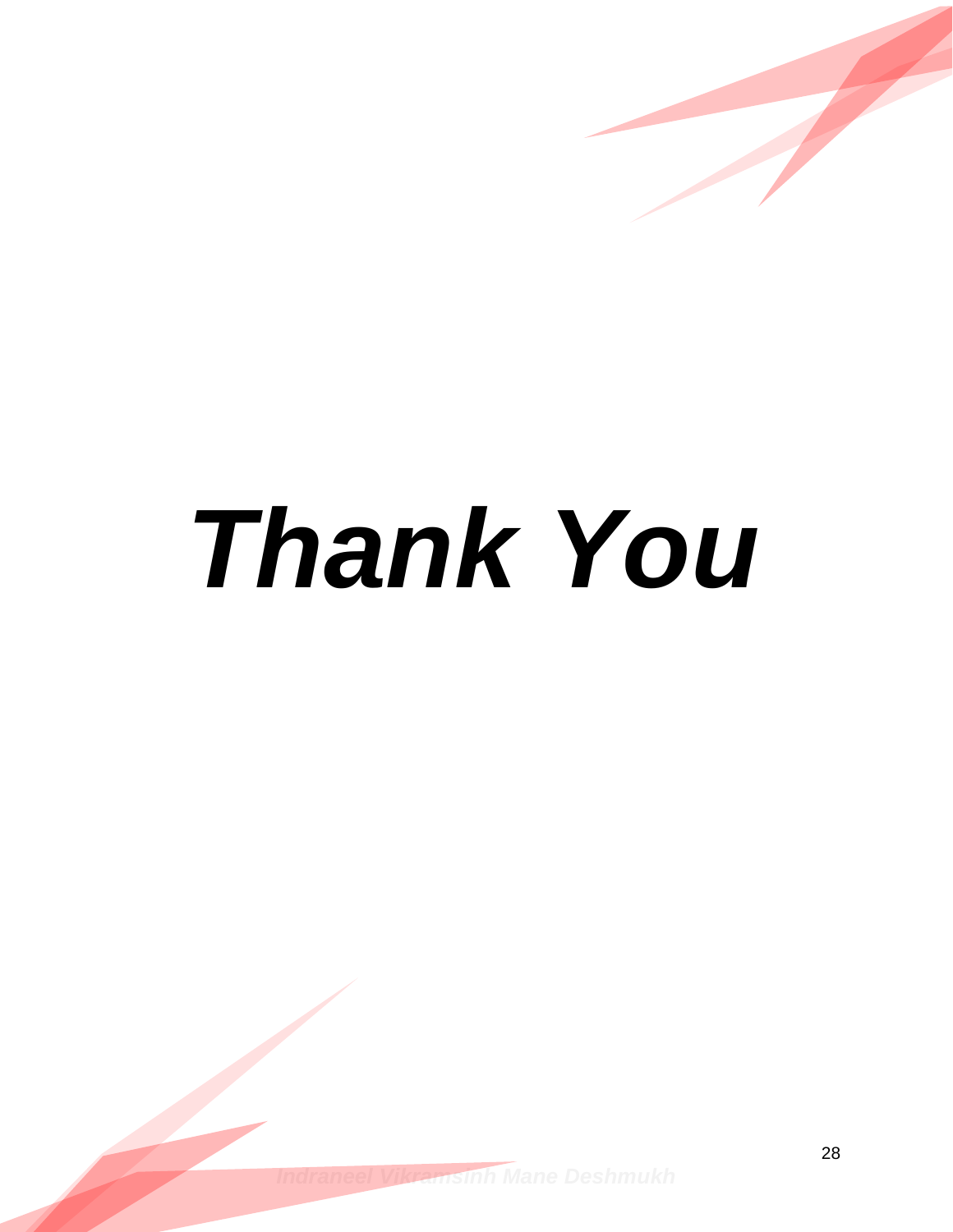# ***Thank You***